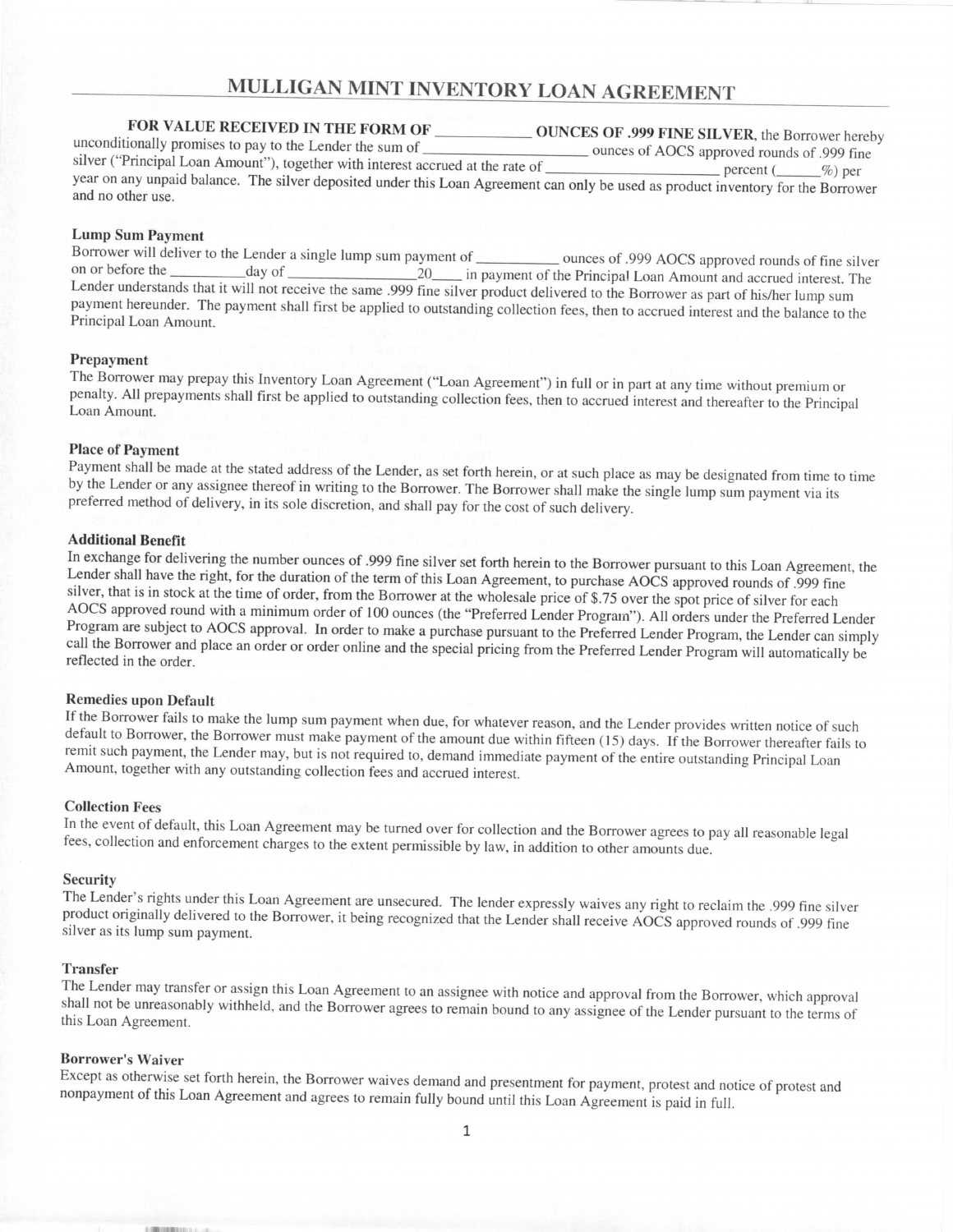# MULLIGAN MINT INVENTORY LOAN AGREEMENT

**FOR VALUE RECEIVED IN THE FORM OF ____________ OUNCES OF .999 FINE SILVER**, the Borrower hereby unconditionally promises to pay to the Lender the sum of ______________________ ounces of AOCS approved rounds of .999 fine silver ("Principal Loan Amount"), together with interest accrued at the rate of ______________________ percent (______%) per year on any unpaid balance. The silver deposited under this Loan Agreement can only be used as product inventory for the Borrower and no other use.

### Lump Sum Payment

Borrower will deliver to the Lender a single lump sum payment of __________ ounces of .999 AOCS approved rounds of fine silver on or before the __________day of ________________20____ in payment of the Principal Loan Amount and accrued interest. The Lender understands that it will not receive the same .999 fine silver product delivered to the Borrower as part of his/her lump sum payment hereunder. The payment shall first be applied to outstanding collection fees, then to accrued interest and the balance to the Principal Loan Amount.

### Prepayment

The Borrower may prepay this Inventory Loan Agreement ("Loan Agreement") in full or in part at any time without premium or penalty. All prepayments shall first be applied to outstanding collection fees, then to accrued interest and thereafter to the Principal Loan Amount.

### Place of Payment

Payment shall be made at the stated address of the Lender, as set forth herein, or at such place as may be designated from time to time by the Lender or any assignee thereof in writing to the Borrower. The Borrower shall make the single lump sum payment via its preferred method of delivery, in its sole discretion, and shall pay for the cost of such delivery.

### Additional Benefit

In exchange for delivering the number ounces of .999 fine silver set forth herein to the Borrower pursuant to this Loan Agreement, the Lender shall have the right, for the duration of the term of this Loan Agreement, to purchase AOCS approved rounds of .999 fine silver, that is in stock at the time of order, from the Borrower at the wholesale price of $.75 over the spot price of silver for each AOCS approved round with a minimum order of 100 ounces (the "Preferred Lender Program"). All orders under the Preferred Lender Program are subject to AOCS approval. In order to make a purchase pursuant to the Preferred Lender Program, the Lender can simply call the Borrower and place an order or order online and the special pricing from the Preferred Lender Program will automatically be reflected in the order.

### Remedies upon Default

If the Borrower fails to make the lump sum payment when due, for whatever reason, and the Lender provides written notice of such default to Borrower, the Borrower must make payment of the amount due within fifteen (15) days. If the Borrower thereafter fails to remit such payment, the Lender may, but is not required to, demand immediate payment of the entire outstanding Principal Loan Amount, together with any outstanding collection fees and accrued interest.

### Collection Fees

In the event of default, this Loan Agreement may be turned over for collection and the Borrower agrees to pay all reasonable legal fees, collection and enforcement charges to the extent permissible by law, in addition to other amounts due.

### Security

The Lender's rights under this Loan Agreement are unsecured. The lender expressly waives any right to reclaim the .999 fine silver product originally delivered to the Borrower, it being recognized that the Lender shall receive AOCS approved rounds of .999 fine silver as its lump sum payment.

### Transfer

The Lender may transfer or assign this Loan Agreement to an assignee with notice and approval from the Borrower, which approval shall not be unreasonably withheld, and the Borrower agrees to remain bound to any assignee of the Lender pursuant to the terms of this Loan Agreement.

### Borrower's Waiver

Except as otherwise set forth herein, the Borrower waives demand and presentment for payment, protest and notice of protest and nonpayment of this Loan Agreement and agrees to remain fully bound until this Loan Agreement is paid in full.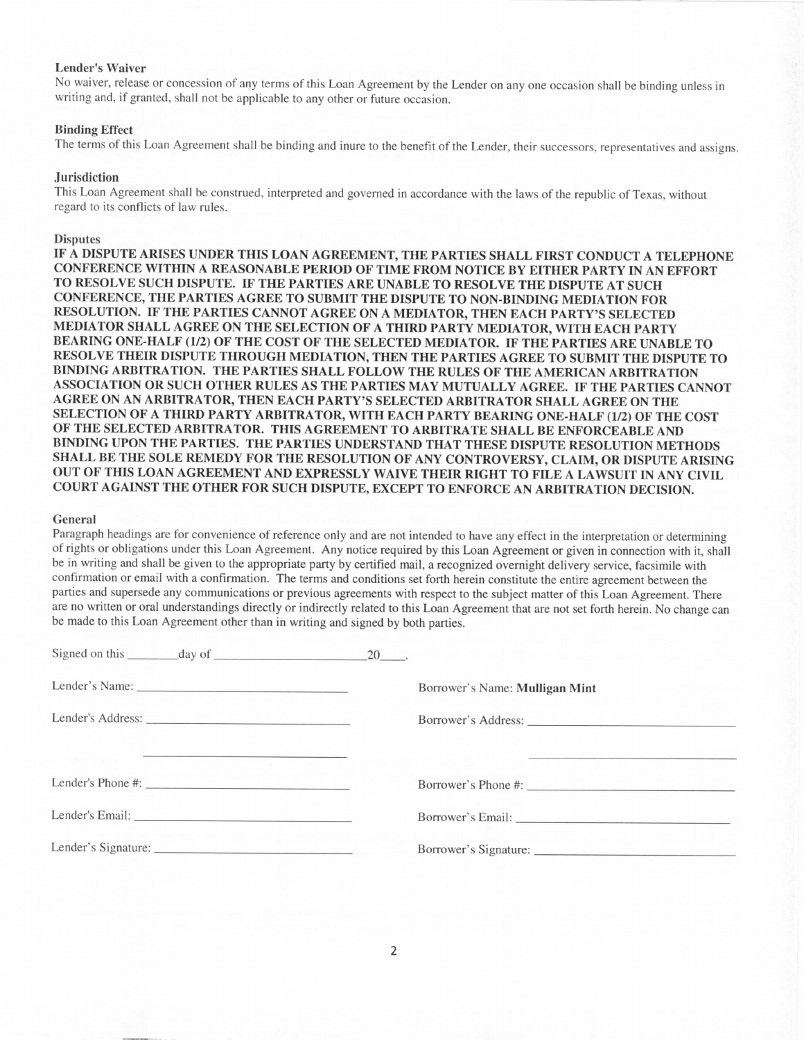**Lender's Waiver**

No waiver, release or concession of any terms of this Loan Agreement by the Lender on any one occasion shall be binding unless in writing and, if granted, shall not be applicable to any other or future occasion.

**Binding Effect**

The terms of this Loan Agreement shall be binding and inure to the benefit of the Lender, their successors, representatives and assigns.

**Jurisdiction**

This Loan Agreement shall be construed, interpreted and governed in accordance with the laws of the republic of Texas, without regard to its conflicts of law rules.

**Disputes**

**IF A DISPUTE ARISES UNDER THIS LOAN AGREEMENT, THE PARTIES SHALL FIRST CONDUCT A TELEPHONE CONFERENCE WITHIN A REASONABLE PERIOD OF TIME FROM NOTICE BY EITHER PARTY IN AN EFFORT TO RESOLVE SUCH DISPUTE. IF THE PARTIES ARE UNABLE TO RESOLVE THE DISPUTE AT SUCH CONFERENCE, THE PARTIES AGREE TO SUBMIT THE DISPUTE TO NON-BINDING MEDIATION FOR RESOLUTION. IF THE PARTIES CANNOT AGREE ON A MEDIATOR, THEN EACH PARTY'S SELECTED MEDIATOR SHALL AGREE ON THE SELECTION OF A THIRD PARTY MEDIATOR, WITH EACH PARTY BEARING ONE-HALF (1/2) OF THE COST OF THE SELECTED MEDIATOR. IF THE PARTIES ARE UNABLE TO RESOLVE THEIR DISPUTE THROUGH MEDIATION, THEN THE PARTIES AGREE TO SUBMIT THE DISPUTE TO BINDING ARBITRATION. THE PARTIES SHALL FOLLOW THE RULES OF THE AMERICAN ARBITRATION ASSOCIATION OR SUCH OTHER RULES AS THE PARTIES MAY MUTUALLY AGREE. IF THE PARTIES CANNOT AGREE ON AN ARBITRATOR, THEN EACH PARTY'S SELECTED ARBITRATOR SHALL AGREE ON THE SELECTION OF A THIRD PARTY ARBITRATOR, WITH EACH PARTY BEARING ONE-HALF (1/2) OF THE COST OF THE SELECTED ARBITRATOR. THIS AGREEMENT TO ARBITRATE SHALL BE ENFORCEABLE AND BINDING UPON THE PARTIES. THE PARTIES UNDERSTAND THAT THESE DISPUTE RESOLUTION METHODS SHALL BE THE SOLE REMEDY FOR THE RESOLUTION OF ANY CONTROVERSY, CLAIM, OR DISPUTE ARISING OUT OF THIS LOAN AGREEMENT AND EXPRESSLY WAIVE THEIR RIGHT TO FILE A LAWSUIT IN ANY CIVIL COURT AGAINST THE OTHER FOR SUCH DISPUTE, EXCEPT TO ENFORCE AN ARBITRATION DECISION.**

**General**

Paragraph headings are for convenience of reference only and are not intended to have any effect in the interpretation or determining of rights or obligations under this Loan Agreement. Any notice required by this Loan Agreement or given in connection with it, shall be in writing and shall be given to the appropriate party by certified mail, a recognized overnight delivery service, facsimile with confirmation or email with a confirmation. The terms and conditions set forth herein constitute the entire agreement between the parties and supersede any communications or previous agreements with respect to the subject matter of this Loan Agreement. There are no written or oral understandings directly or indirectly related to this Loan Agreement that are not set forth herein. No change can be made to this Loan Agreement other than in writing and signed by both parties.

Signed on this ________day of ______________________ 20____.

Lender's Name: ______________________________

Lender's Address: ______________________________

______________________________

Lender's Phone #: ______________________________

Lender's Email: ______________________________

Lender's Signature: ______________________________

Borrower's Name: **Mulligan Mint**

Borrower's Address: ______________________________

______________________________

Borrower's Phone #: ______________________________

Borrower's Email: ______________________________

Borrower's Signature: ______________________________